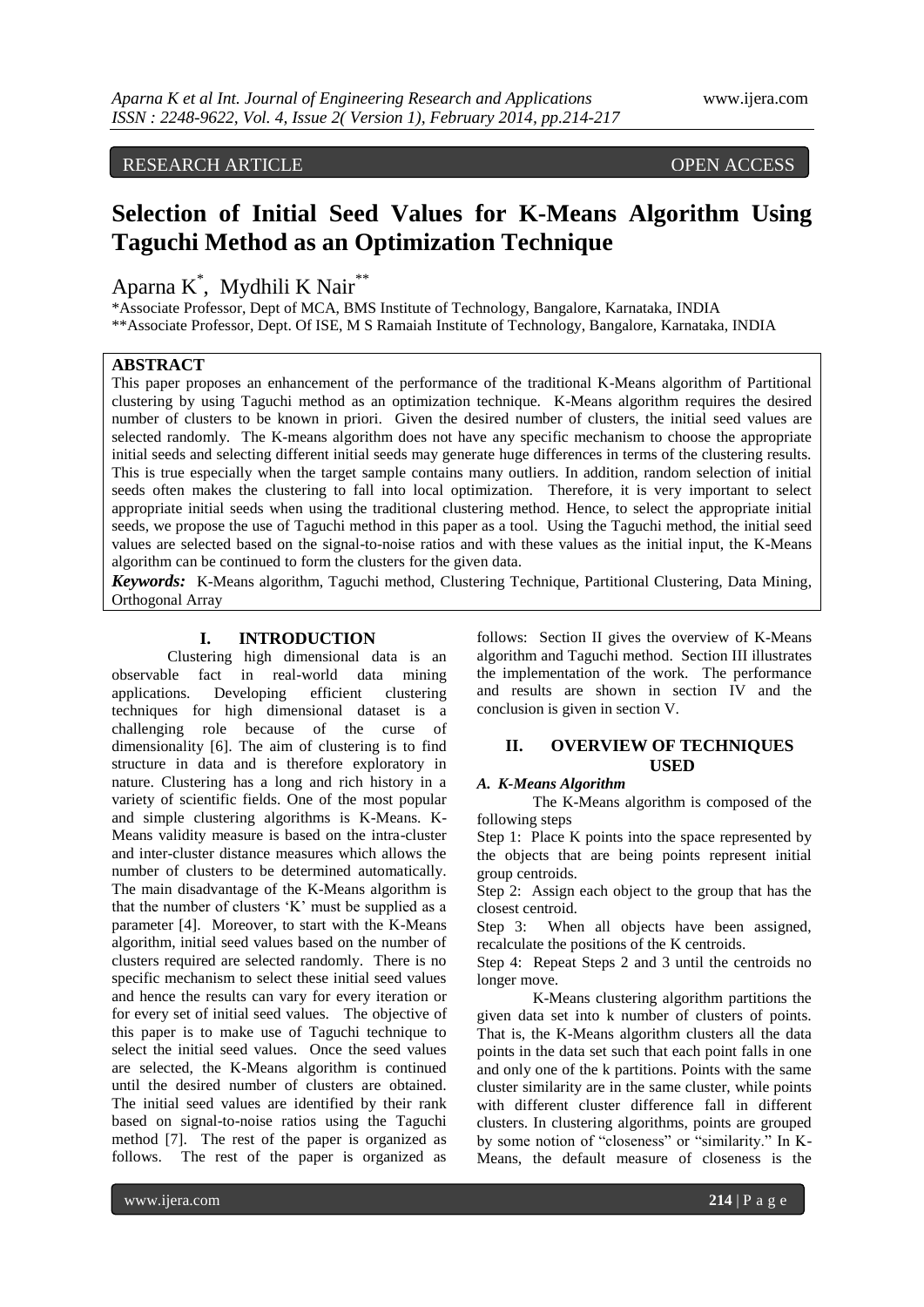RESEARCH ARTICLE OPEN ACCESS

# Selection of Initial Seed Values for K-Means Algorithm Using Taguchi Method as an Optimization Technique

Aparna K[*], Mydhili K Nair[**]

[*]Associate Professor, Dept of MCA, BMS Institute of Technology, Bangalore, Karnataka, INDIA
[**]Associate Professor, Dept. Of ISE, M S Ramaiah Institute of Technology, Bangalore, Karnataka, INDIA

## ABSTRACT

This paper proposes an enhancement of the performance of the traditional K-Means algorithm of Partitional clustering by using Taguchi method as an optimization technique. K-Means algorithm requires the desired number of clusters to be known in priori. Given the desired number of clusters, the initial seed values are selected randomly. The K-means algorithm does not have any specific mechanism to choose the appropriate initial seeds and selecting different initial seeds may generate huge differences in terms of the clustering results. This is true especially when the target sample contains many outliers. In addition, random selection of initial seeds often makes the clustering to fall into local optimization. Therefore, it is very important to select appropriate initial seeds when using the traditional clustering method. Hence, to select the appropriate initial seeds, we propose the use of Taguchi method in this paper as a tool. Using the Taguchi method, the initial seed values are selected based on the signal-to-noise ratios and with these values as the initial input, the K-Means algorithm can be continued to form the clusters for the given data.

***Keywords:*** K-Means algorithm, Taguchi method, Clustering Technique, Partitional Clustering, Data Mining, Orthogonal Array

## I. INTRODUCTION

Clustering high dimensional data is an observable fact in real-world data mining applications. Developing efficient clustering techniques for high dimensional dataset is a challenging role because of the curse of dimensionality [6]. The aim of clustering is to find structure in data and is therefore exploratory in nature. Clustering has a long and rich history in a variety of scientific fields. One of the most popular and simple clustering algorithms is K-Means. K-Means validity measure is based on the intra-cluster and inter-cluster distance measures which allows the number of clusters to be determined automatically. The main disadvantage of the K-Means algorithm is that the number of clusters 'K' must be supplied as a parameter [4]. Moreover, to start with the K-Means algorithm, initial seed values based on the number of clusters required are selected randomly. There is no specific mechanism to select these initial seed values and hence the results can vary for every iteration or for every set of initial seed values. The objective of this paper is to make use of Taguchi technique to select the initial seed values. Once the seed values are selected, the K-Means algorithm is continued until the desired number of clusters are obtained. The initial seed values are identified by their rank based on signal-to-noise ratios using the Taguchi method [7]. The rest of the paper is organized as follows. The rest of the paper is organized as follows: Section II gives the overview of K-Means algorithm and Taguchi method. Section III illustrates the implementation of the work. The performance and results are shown in section IV and the conclusion is given in section V.

## II. OVERVIEW OF TECHNIQUES USED

### *A. K-Means Algorithm*

The K-Means algorithm is composed of the following steps

Step 1: Place K points into the space represented by the objects that are being points represent initial group centroids.

Step 2: Assign each object to the group that has the closest centroid.

Step 3: When all objects have been assigned, recalculate the positions of the K centroids.

Step 4: Repeat Steps 2 and 3 until the centroids no longer move.

K-Means clustering algorithm partitions the given data set into k number of clusters of points. That is, the K-Means algorithm clusters all the data points in the data set such that each point falls in one and only one of the k partitions. Points with the same cluster similarity are in the same cluster, while points with different cluster difference fall in different clusters. In clustering algorithms, points are grouped by some notion of "closeness" or "similarity." In K-Means, the default measure of closeness is the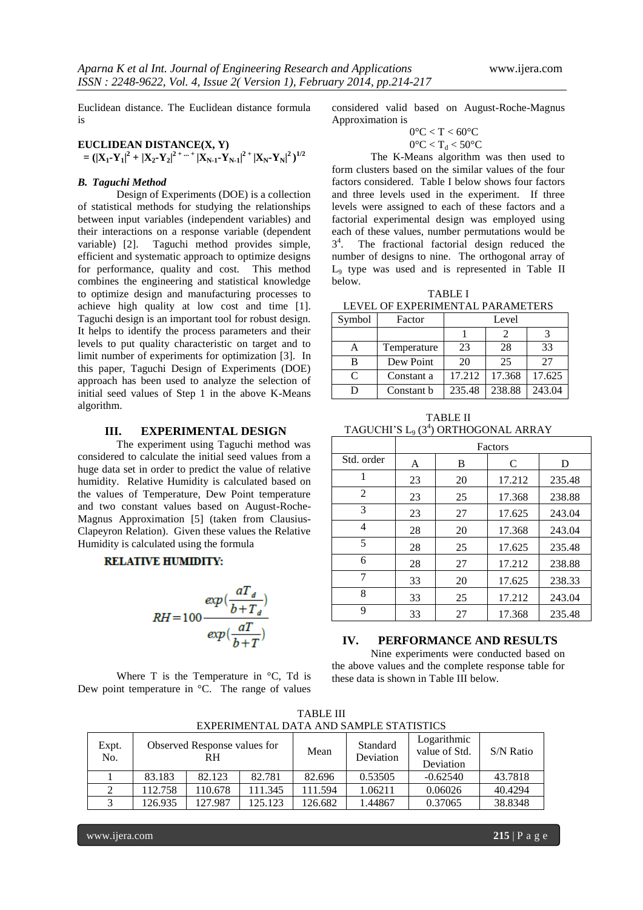Euclidean distance. The Euclidean distance formula is

**EUCLIDEAN DISTANCE(X, Y)**

$$= (|X_1-Y_1|^2 + |X_2-Y_2|^{2 + \cdots +} |X_{N-1}-Y_{N-1}|^{2 +} |X_N-Y_N|^2 )^{1/2}$$

### *B. Taguchi Method*

Design of Experiments (DOE) is a collection of statistical methods for studying the relationships between input variables (independent variables) and their interactions on a response variable (dependent variable) [2]. Taguchi method provides simple, efficient and systematic approach to optimize designs for performance, quality and cost. This method combines the engineering and statistical knowledge to optimize design and manufacturing processes to achieve high quality at low cost and time [1]. Taguchi design is an important tool for robust design. It helps to identify the process parameters and their levels to put quality characteristic on target and to limit number of experiments for optimization [3]. In this paper, Taguchi Design of Experiments (DOE) approach has been used to analyze the selection of initial seed values of Step 1 in the above K-Means algorithm.

## III. EXPERIMENTAL DESIGN

The experiment using Taguchi method was considered to calculate the initial seed values from a huge data set in order to predict the value of relative humidity. Relative Humidity is calculated based on the values of Temperature, Dew Point temperature and two constant values based on August-Roche-Magnus Approximation [5] (taken from Clausius-Clapeyron Relation). Given these values the Relative Humidity is calculated using the formula

**RELATIVE HUMIDITY:**

$$RH = 100 \frac{exp(\frac{aT_d}{b+T_d})}{exp(\frac{aT}{b+T})}$$

Where T is the Temperature in °C, Td is Dew point temperature in °C. The range of values considered valid based on August-Roche-Magnus Approximation is

$$0°C < T < 60°C$$
$$0°C < T_d < 50°C$$

The K-Means algorithm was then used to form clusters based on the similar values of the four factors considered. Table I below shows four factors and three levels used in the experiment. If three levels were assigned to each of these factors and a factorial experimental design was employed using each of these values, number permutations would be $3^4$. The fractional factorial design reduced the number of designs to nine. The orthogonal array of $L_9$ type was used and is represented in Table II below.

TABLE I
LEVEL OF EXPERIMENTAL PARAMETERS

| Symbol | Factor | Level | | |
|---|---|---|---|---|
| | | 1 | 2 | 3 |
| A | Temperature | 23 | 28 | 33 |
| B | Dew Point | 20 | 25 | 27 |
| C | Constant a | 17.212 | 17.368 | 17.625 |
| D | Constant b | 235.48 | 238.88 | 243.04 |

TABLE II
TAGUCHI'S $L_9$ ($3^4$) ORTHOGONAL ARRAY

| | Factors | | | |
|---|---|---|---|---|
| Std. order | A | B | C | D |
| 1 | 23 | 20 | 17.212 | 235.48 |
| 2 | 23 | 25 | 17.368 | 238.88 |
| 3 | 23 | 27 | 17.625 | 243.04 |
| 4 | 28 | 20 | 17.368 | 243.04 |
| 5 | 28 | 25 | 17.625 | 235.48 |
| 6 | 28 | 27 | 17.212 | 238.88 |
| 7 | 33 | 20 | 17.625 | 238.33 |
| 8 | 33 | 25 | 17.212 | 243.04 |
| 9 | 33 | 27 | 17.368 | 235.48 |

## IV. PERFORMANCE AND RESULTS

Nine experiments were conducted based on the above values and the complete response table for these data is shown in Table III below.

TABLE III
EXPERIMENTAL DATA AND SAMPLE STATISTICS

| Expt. No. | Observed Response values for RH | | | Mean | Standard Deviation | Logarithmic value of Std. Deviation | S/N Ratio |
|---|---|---|---|---|---|---|---|
| 1 | 83.183 | 82.123 | 82.781 | 82.696 | 0.53505 | -0.62540 | 43.7818 |
| 2 | 112.758 | 110.678 | 111.345 | 111.594 | 1.06211 | 0.06026 | 40.4294 |
| 3 | 126.935 | 127.987 | 125.123 | 126.682 | 1.44867 | 0.37065 | 38.8348 |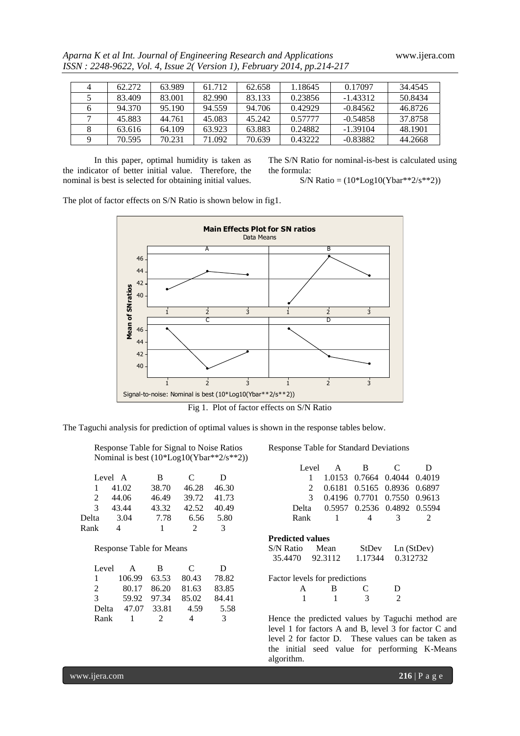| 4 | 62.272 | 63.989 | 61.712 | 62.658 | 1.18645 | 0.17097 | 34.4545 |
|---|---|---|---|---|---|---|---|
| 5 | 83.409 | 83.001 | 82.990 | 83.133 | 0.23856 | -1.43312 | 50.8434 |
| 6 | 94.370 | 95.190 | 94.559 | 94.706 | 0.42929 | -0.84562 | 46.8726 |
| 7 | 45.883 | 44.761 | 45.083 | 45.242 | 0.57777 | -0.54858 | 37.8758 |
| 8 | 63.616 | 64.109 | 63.923 | 63.883 | 0.24882 | -1.39104 | 48.1901 |
| 9 | 70.595 | 70.231 | 71.092 | 70.639 | 0.43222 | -0.83882 | 44.2668 |

In this paper, optimal humidity is taken as the indicator of better initial value. Therefore, the nominal is best is selected for obtaining initial values.

The S/N Ratio for nominal-is-best is calculated using the formula:

S/N Ratio = (10*Log10(Ybar**2/s**2))

The plot of factor effects on S/N Ratio is shown below in fig1.

Fig 1. Plot of factor effects on S/N Ratio

The Taguchi analysis for prediction of optimal values is shown in the response tables below.

Response Table for Signal to Noise Ratios
Nominal is best (10*Log10(Ybar**2/s**2))

| Level | A | B | C | D |
|---|---|---|---|---|
| 1 | 41.02 | 38.70 | 46.28 | 46.30 |
| 2 | 44.06 | 46.49 | 39.72 | 41.73 |
| 3 | 43.44 | 43.32 | 42.52 | 40.49 |
| Delta | 3.04 | 7.78 | 6.56 | 5.80 |
| Rank | 4 | 1 | 2 | 3 |

Response Table for Means

| Level | A | B | C | D |
|---|---|---|---|---|
| 1 | 106.99 | 63.53 | 80.43 | 78.82 |
| 2 | 80.17 | 86.20 | 81.63 | 83.85 |
| 3 | 59.92 | 97.34 | 85.02 | 84.41 |
| Delta | 47.07 | 33.81 | 4.59 | 5.58 |
| Rank | 1 | 2 | 4 | 3 |

Response Table for Standard Deviations

| Level | A | B | C | D |
|---|---|---|---|---|
| 1 | 1.0153 | 0.7664 | 0.4044 | 0.4019 |
| 2 | 0.6181 | 0.5165 | 0.8936 | 0.6897 |
| 3 | 0.4196 | 0.7701 | 0.7550 | 0.9613 |
| Delta | 0.5957 | 0.2536 | 0.4892 | 0.5594 |
| Rank | 1 | 4 | 3 | 2 |

**Predicted values**

| S/N Ratio | Mean | StDev | Ln (StDev) |
|---|---|---|---|
| 35.4470 | 92.3112 | 1.17344 | 0.312732 |

Factor levels for predictions

| A | B | C | D |
|---|---|---|---|
| 1 | 1 | 3 | 2 |

Hence the predicted values by Taguchi method are level 1 for factors A and B, level 3 for factor C and level 2 for factor D. These values can be taken as the initial seed value for performing K-Means algorithm.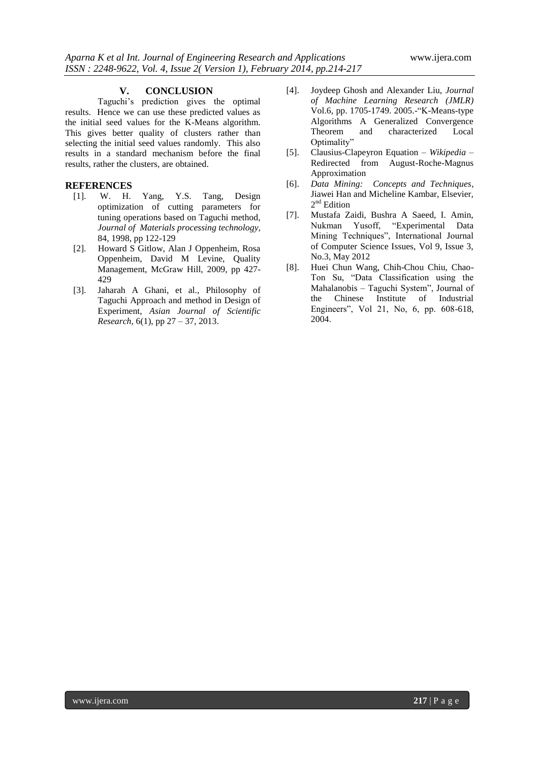## V. CONCLUSION

Taguchi's prediction gives the optimal results. Hence we can use these predicted values as the initial seed values for the K-Means algorithm. This gives better quality of clusters rather than selecting the initial seed values randomly. This also results in a standard mechanism before the final results, rather the clusters, are obtained.

## REFERENCES

[1]. W. H. Yang, Y.S. Tang, Design optimization of cutting parameters for tuning operations based on Taguchi method, *Journal of Materials processing technology,* 84, 1998, pp 122-129

[2]. Howard S Gitlow, Alan J Oppenheim, Rosa Oppenheim, David M Levine, Quality Management, McGraw Hill, 2009, pp 427-429

[3]. Jaharah A Ghani, et al., Philosophy of Taguchi Approach and method in Design of Experiment, *Asian Journal of Scientific Research,* 6(1), pp 27 – 37, 2013.

[4]. Joydeep Ghosh and Alexander Liu, *Journal of Machine Learning Research (JMLR)* Vol.6, pp. 1705-1749. 2005.-"K-Means-type Algorithms A Generalized Convergence Theorem and characterized Local Optimality"

[5]. Clausius-Clapeyron Equation – *Wikipedia* – Redirected from August-Roche-Magnus Approximation

[6]. *Data Mining: Concepts and Techniques*, Jiawei Han and Micheline Kambar, Elsevier, 2nd Edition

[7]. Mustafa Zaidi, Bushra A Saeed, I. Amin, Nukman Yusoff, "Experimental Data Mining Techniques", International Journal of Computer Science Issues, Vol 9, Issue 3, No.3, May 2012

[8]. Huei Chun Wang, Chih-Chou Chiu, Chao-Ton Su, "Data Classification using the Mahalanobis – Taguchi System", Journal of the Chinese Institute of Industrial Engineers", Vol 21, No, 6, pp. 608-618, 2004.